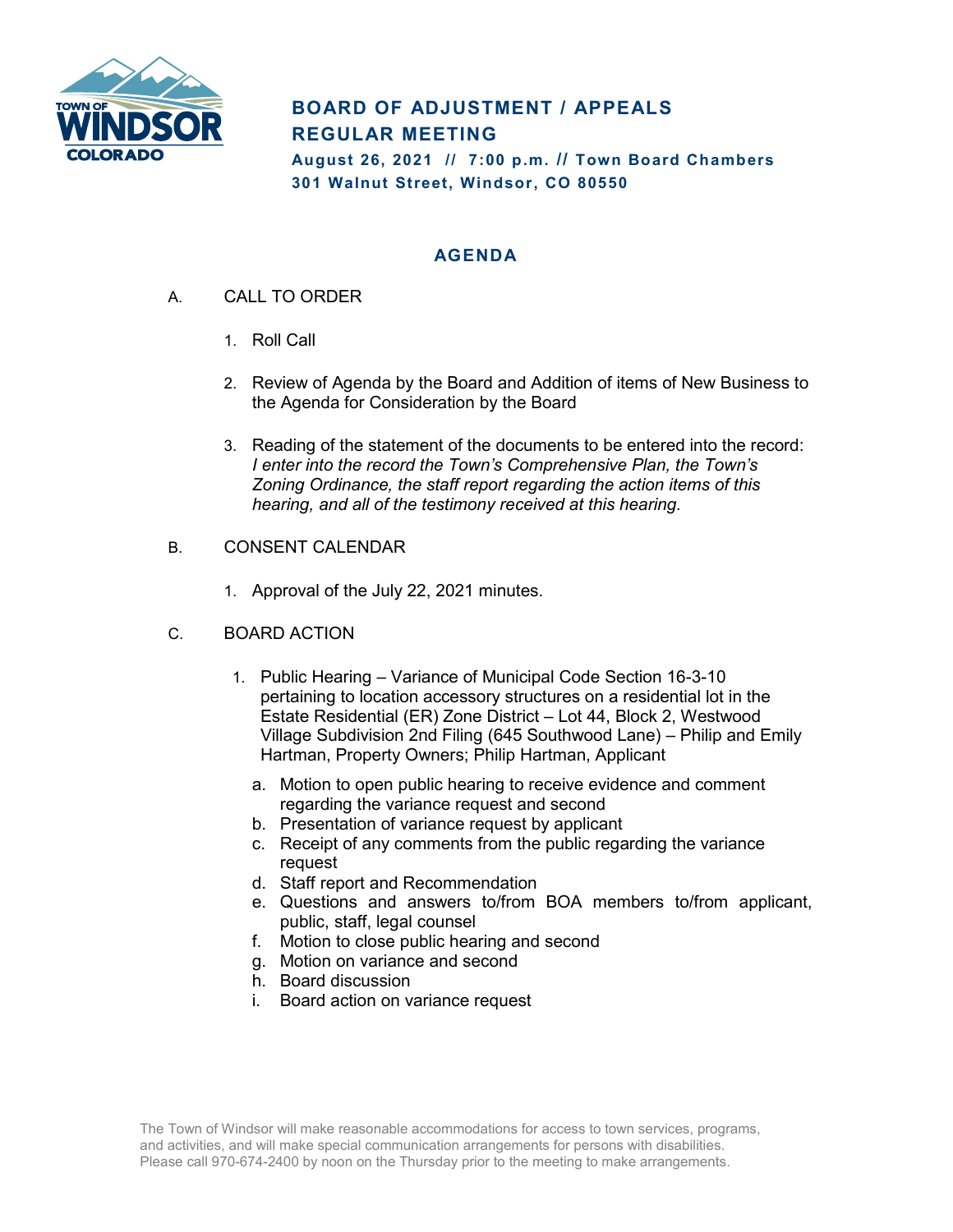# BOARD OF ADJUSTMENT / APPEALS REGULAR MEETING

**August 26, 2021 // 7:00 p.m. // Town Board Chambers**
**301 Walnut Street, Windsor, CO 80550**

## AGENDA

A. CALL TO ORDER

1. Roll Call
2. Review of Agenda by the Board and Addition of items of New Business to the Agenda for Consideration by the Board
3. Reading of the statement of the documents to be entered into the record: *I enter into the record the Town's Comprehensive Plan, the Town's Zoning Ordinance, the staff report regarding the action items of this hearing, and all of the testimony received at this hearing.*

B. CONSENT CALENDAR

1. Approval of the July 22, 2021 minutes.

C. BOARD ACTION

1. Public Hearing – Variance of Municipal Code Section 16-3-10 pertaining to location accessory structures on a residential lot in the Estate Residential (ER) Zone District – Lot 44, Block 2, Westwood Village Subdivision 2nd Filing (645 Southwood Lane) – Philip and Emily Hartman, Property Owners; Philip Hartman, Applicant
   a. Motion to open public hearing to receive evidence and comment regarding the variance request and second
   b. Presentation of variance request by applicant
   c. Receipt of any comments from the public regarding the variance request
   d. Staff report and Recommendation
   e. Questions and answers to/from BOA members to/from applicant, public, staff, legal counsel
   f. Motion to close public hearing and second
   g. Motion on variance and second
   h. Board discussion
   i. Board action on variance request

The Town of Windsor will make reasonable accommodations for access to town services, programs, and activities, and will make special communication arrangements for persons with disabilities. Please call 970-674-2400 by noon on the Thursday prior to the meeting to make arrangements.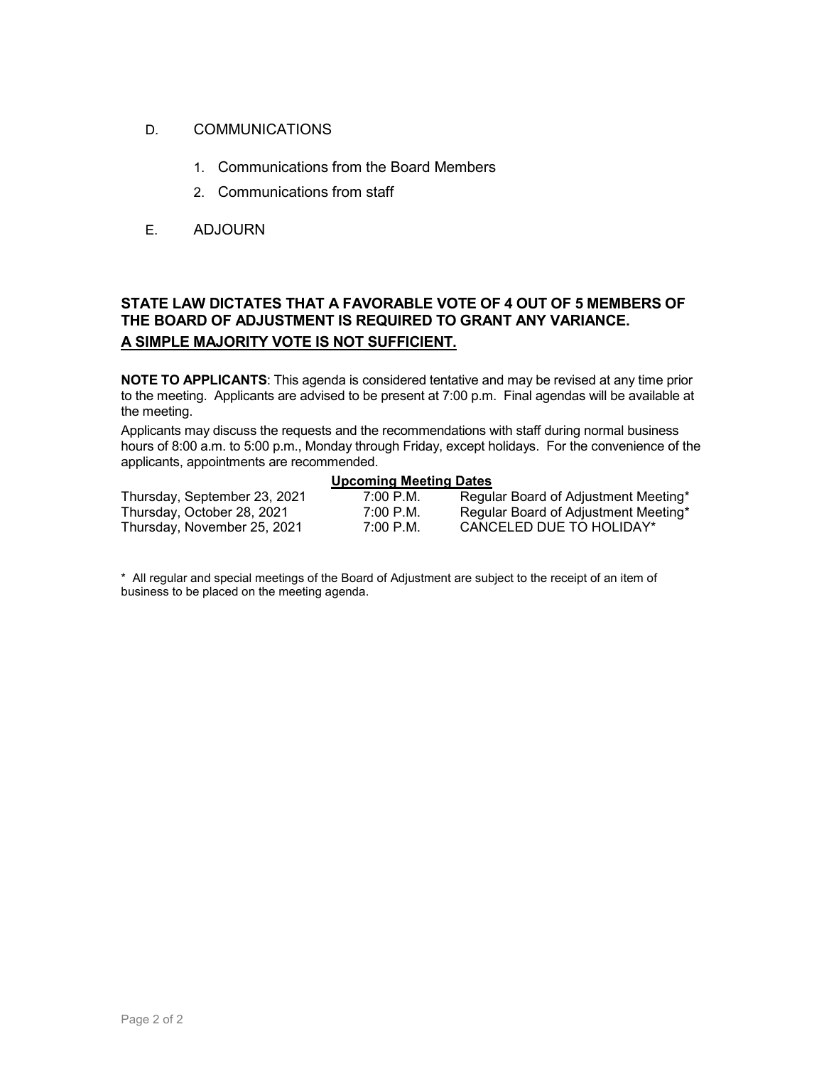D. COMMUNICATIONS

1. Communications from the Board Members
2. Communications from staff

E. ADJOURN

**STATE LAW DICTATES THAT A FAVORABLE VOTE OF 4 OUT OF 5 MEMBERS OF THE BOARD OF ADJUSTMENT IS REQUIRED TO GRANT ANY VARIANCE.**
**<u>A SIMPLE MAJORITY VOTE IS NOT SUFFICIENT.</u>**

**NOTE TO APPLICANTS**: This agenda is considered tentative and may be revised at any time prior to the meeting. Applicants are advised to be present at 7:00 p.m. Final agendas will be available at the meeting.

Applicants may discuss the requests and the recommendations with staff during normal business hours of 8:00 a.m. to 5:00 p.m., Monday through Friday, except holidays. For the convenience of the applicants, appointments are recommended.

**<u>Upcoming Meeting Dates</u>**

| | | |
|---|---|---|
| Thursday, September 23, 2021 | 7:00 P.M. | Regular Board of Adjustment Meeting* |
| Thursday, October 28, 2021 | 7:00 P.M. | Regular Board of Adjustment Meeting* |
| Thursday, November 25, 2021 | 7:00 P.M. | CANCELED DUE TO HOLIDAY* |

\* All regular and special meetings of the Board of Adjustment are subject to the receipt of an item of business to be placed on the meeting agenda.